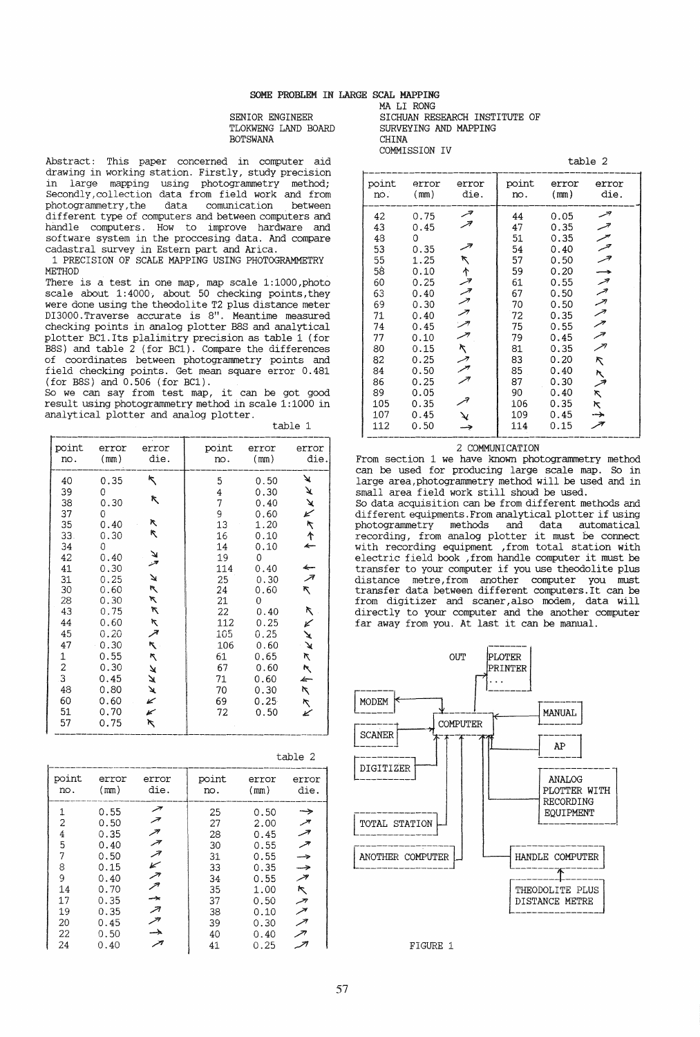# SOME PROBLEM IN LARGE SCAL MAPPING

SENIOR ENGINEER
TLOKWENG LAND BOARD
BOTSWANA

MA LI RONG
SICHUAN RESEARCH INSTITUTE OF
SURVEYING AND MAPPING
CHINA
COMMISSION IV

Abstract: This paper concerned in computer aid drawing in working station. Firstly, study precision in large mapping using photogrammetry method; Secondly,collection data from field work and from photogrammetry,the data comunication between different type of computers and between computers and handle computers. How to improve hardware and software system in the proccesing data. And compare cadastral survey in Estern part and Arica.

1 PRECISION OF SCALE MAPPING USING PHOTOGRAMMETRY METHOD

There is a test in one map, map scale 1:1000,photo scale about 1:4000, about 50 checking points,they were done using the theodolite T2 plus distance meter DI3000.Traverse accurate is 8". Meantime measured checking points in analog plotter B8S and analytical plotter BC1.Its plalimitry precision as table 1 (for B8S) and table 2 (for BC1). Compare the differences of coordinates between photogrammetry points and field checking points. Get mean square error 0.481 (for B8S) and 0.506 (for BC1).

So we can say from test map, it can be got good result using photogrammetry method in scale 1:1000 in analytical plotter and analog plotter.

table 1

| point no. | error (mm) | error die. | point no. | error (mm) | error die. |
|---|---|---|---|---|---|
| 40 | 0.35 | ↖ | 5 | 0.50 | ↘ |
| 39 | 0 | | 4 | 0.30 | ↘ |
| 38 | 0.30 | ↖ | 7 | 0.40 | ↘ |
| 37 | 0 | | 9 | 0.60 | ↙ |
| 35 | 0.40 | ↖ | 13 | 1.20 | ↖ |
| 33 | 0.30 | ↖ | 16 | 0.10 | ↑ |
| 34 | 0 | | 14 | 0.10 | ← |
| 42 | 0.40 | ↘ | 19 | 0 | |
| 41 | 0.30 | ↗ | 114 | 0.40 | ← |
| 31 | 0.25 | ↘ | 25 | 0.30 | ↗ |
| 30 | 0.60 | ↖ | 24 | 0.60 | ↖ |
| 28 | 0.30 | ↖ | 21 | 0 | |
| 43 | 0.75 | ↖ | 22 | 0.40 | ↖ |
| 44 | 0.60 | ↖ | 112 | 0.25 | ↙ |
| 45 | 0.20 | ↗ | 105 | 0.25 | ↘ |
| 47 | 0.30 | ↖ | 106 | 0.60 | ↘ |
| 1 | 0.55 | ↖ | 61 | 0.65 | ↖ |
| 2 | 0.30 | ↘ | 67 | 0.60 | ↖ |
| 3 | 0.45 | ↘ | 71 | 0.60 | ← |
| 48 | 0.80 | ↘ | 70 | 0.30 | ↖ |
| 60 | 0.60 | ↙ | 69 | 0.25 | ↖ |
| 51 | 0.70 | ↙ | 72 | 0.50 | ↙ |
| 57 | 0.75 | ↖ | | | |

table 2

| point no. | error (mm) | error die. | point no. | error (mm) | error die. |
|---|---|---|---|---|---|
| 1 | 0.55 | ↗ | 25 | 0.50 | → |
| 2 | 0.50 | ↗ | 27 | 2.00 | ↗ |
| 4 | 0.35 | ↗ | 28 | 0.45 | ↗ |
| 5 | 0.40 | ↗ | 30 | 0.55 | ↗ |
| 7 | 0.50 | ↗ | 31 | 0.55 | → |
| 8 | 0.15 | ↙ | 33 | 0.35 | → |
| 9 | 0.40 | ↗ | 34 | 0.55 | ↗ |
| 14 | 0.70 | ↗ | 35 | 1.00 | ↖ |
| 17 | 0.35 | → | 37 | 0.50 | ↗ |
| 19 | 0.35 | ↗ | 38 | 0.10 | ↗ |
| 20 | 0.45 | ↗ | 39 | 0.30 | ↗ |
| 22 | 0.50 | → | 40 | 0.40 | ↗ |
| 24 | 0.40 | ↗ | 41 | 0.25 | ↗ |
| 42 | 0.75 | ↗ | 44 | 0.05 | ↗ |
| 43 | 0.45 | ↗ | 47 | 0.35 | ↗ |
| 48 | 0 | | 51 | 0.35 | ↗ |
| 53 | 0.35 | ↗ | 54 | 0.40 | ↗ |
| 55 | 1.25 | ↖ | 57 | 0.50 | ↗ |
| 58 | 0.10 | ↑ | 59 | 0.20 | → |
| 60 | 0.25 | ↗ | 61 | 0.55 | ↗ |
| 63 | 0.40 | ↗ | 67 | 0.50 | ↗ |
| 69 | 0.30 | ↗ | 70 | 0.50 | ↗ |
| 71 | 0.40 | ↗ | 72 | 0.35 | ↗ |
| 74 | 0.45 | ↗ | 75 | 0.55 | ↗ |
| 77 | 0.10 | ↗ | 79 | 0.45 | ↗ |
| 80 | 0.15 | ↖ | 81 | 0.35 | ↗ |
| 82 | 0.25 | ↗ | 83 | 0.20 | ↖ |
| 84 | 0.50 | ↗ | 85 | 0.40 | ↖ |
| 86 | 0.25 | ↗ | 87 | 0.30 | ↗ |
| 89 | 0.05 | | 90 | 0.40 | ↖ |
| 105 | 0.35 | ↗ | 106 | 0.35 | ↖ |
| 107 | 0.45 | ↘ | 109 | 0.45 | → |
| 112 | 0.50 | → | 114 | 0.15 | ↗ |

2 COMMUNICATION

From section 1 we have known photogrammetry method can be used for producing large scale map. So in large area,photogrammetry method will be used and in small area field work still shoud be used.

So data acquisition can be from different methods and different equipments.From analytical plotter if using photogrammetry methods and data automatical recording, from analog plotter it must be connect with recording equipment ,from total station with electric field book ,from handle computer it must be transfer to your computer if you use theodolite plus distance metre,from another computer you must transfer data between different computers.It can be from digitizer and scaner,also modem, data will directly to your computer and the another computer far away from you. At last it can be manual.

OUT — PLOTER / PRINTER / ...

MODEM, SCANER, DIGITIZER, TOTAL STATION, ANOTHER COMPUTER → COMPUTER ← MANUAL, AP, ANALOG PLOTTER WITH RECORDING EQUIPMENT, HANDLE COMPUTER ← THEODOLITE PLUS DISTANCE METRE

FIGURE 1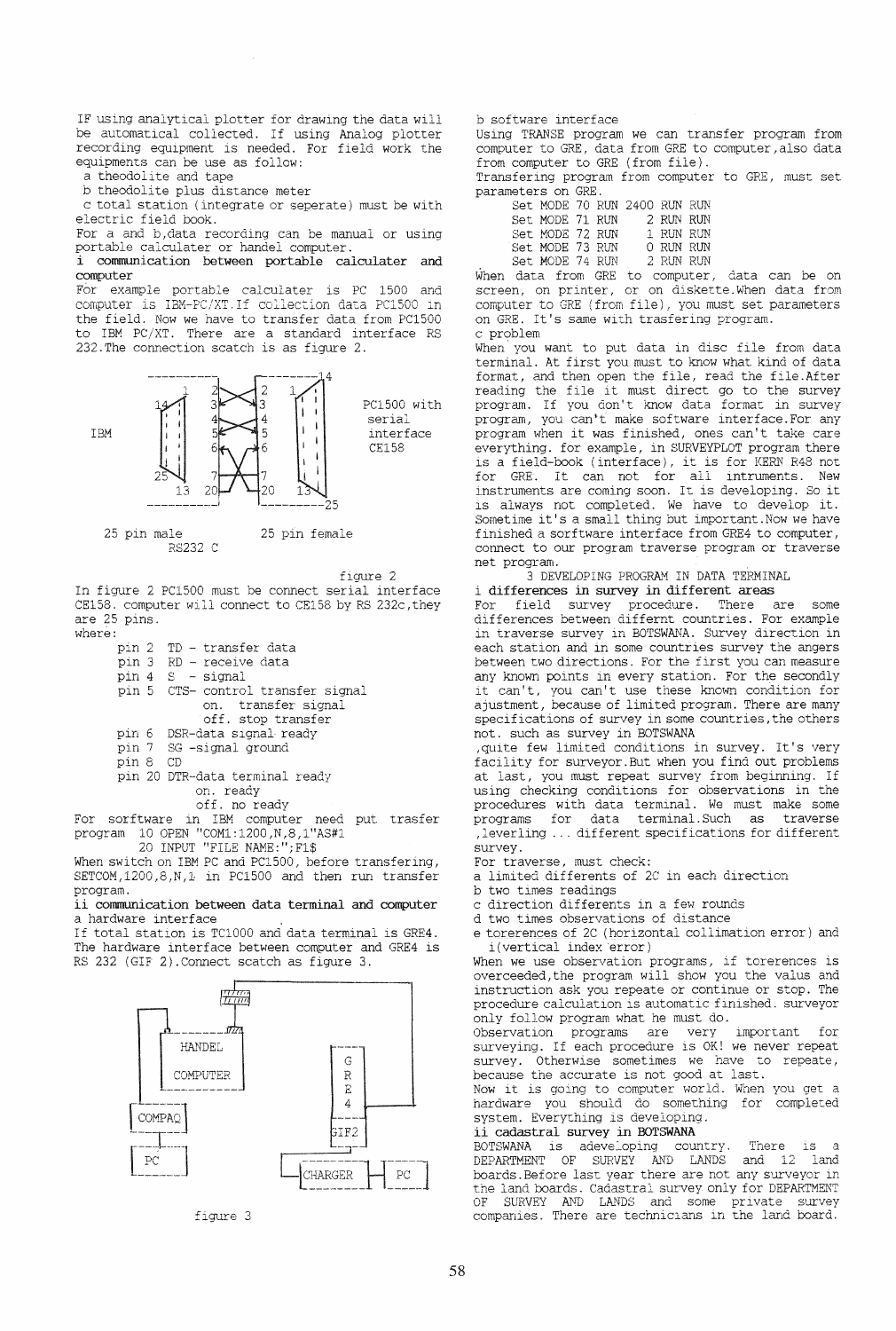IF using analytical plotter for drawing the data will be automatical collected. If using Analog plotter recording equipment is needed. For field work the equipments can be use as follow:

a theodolite and tape

b theodolite plus distance meter

c total station (integrate or seperate) must be with electric field book.

For a and b, data recording can be manual or using portable calculater or handel computer.

**i communication between portable calculater and computer**

For example portable calculater is PC 1500 and computer is IBM-PC/XT. If collection data PC1500 in the field. Now we have to transfer data from PC1500 to IBM PC/XT. There are a standard interface RS 232. The connection scatch is as figure 2.

IBM — 25 pin male — RS232 C — 25 pin female — PC1500 with serial interface CE158

figure 2

In figure 2 PC1500 must be connect serial interface CE158. computer will connect to CE158 by RS 232c, they are 25 pins.

where:

- pin 2 TD - transfer data
- pin 3 RD - receive data
- pin 4 S - signal
- pin 5 CTS- control transfer signal
  - on. transfer signal
  - off. stop transfer
- pin 6 DSR-data signal ready
- pin 7 SG -signal ground
- pin 8 CD
- pin 20 DTR-data terminal ready
  - on. ready
  - off. no ready

For sorftware in IBM computer need put trasfer program

```
10 OPEN "COM1:1200,N,8,1"AS#1
20 INPUT "FILE NAME:";F1$
```

When switch on IBM PC and PC1500, before transfering, SETCOM,1200,8,N,1 in PC1500 and then run transfer program.

**ii communication between data terminal and computer**

a hardware interface

If total station is TC1000 and data terminal is GRE4. The hardware interface between computer and GRE4 is RS 232 (GIF 2).Connect scatch as figure 3.

HANDEL COMPUTER — COMPAQ — PC — GRE4 — GIF2 — CHARGER — PC

figure 3

b software interface

Using TRANSE program we can transfer program from computer to GRE, data from GRE to computer, also data from computer to GRE (from file).

Transfering program from computer to GRE, must set parameters on GRE.

```
Set MODE 70 RUN 2400 RUN RUN
Set MODE 71 RUN    2 RUN RUN
Set MODE 72 RUN    1 RUN RUN
Set MODE 73 RUN    0 RUN RUN
Set MODE 74 RUN    2 RUN RUN
```

When data from GRE to computer, data can be on screen, on printer, or on diskette. When data from computer to GRE (from file), you must set parameters on GRE. It's same with trasfering program.

c problem

When you want to put data in disc file from data terminal. At first you must to know what kind of data format, and then open the file, read the file. After reading the file it must direct go to the survey program. If you don't know data format in survey program, you can't make software interface. For any program when it was finished, ones can't take care everything. for example, in SURVEYPLOT program there is a field-book (interface), it is for KERN R48 not for GRE. It can not for all intruments. New instruments are coming soon. It is developing. So it is always not completed. We have to develop it. Sometime it's a small thing but important. Now we have finished a sorftware interface from GRE4 to computer, connect to our program traverse program or traverse net program.

## 3 DEVELOPING PROGRAM IN DATA TERMINAL

**i differences in survey in different areas**

For field survey procedure. There are some differences between differnt countries. For example in traverse survey in BOTSWANA. Survey direction in each station and in some countries survey the angers between two directions. For the first you can measure any known points in every station. For the secondly it can't, you can't use these known condition for ajustment, because of limited program. There are many specifications of survey in some countries, the others not. such as survey in BOTSWANA

,quite few limited conditions in survey. It's very facility for surveyor. But when you find out problems at last, you must repeat survey from beginning. If using checking conditions for observations in the procedures with data terminal. We must make some programs for data terminal. Such as traverse ,leverling ... different specifications for different survey.

For traverse, must check:

a limited differents of 2C in each direction

b two times readings

c direction differents in a few rounds

d two times observations of distance

e torerences of 2C (horizontal collimation error) and i(vertical index error)

When we use observation programs, if torerences is overceeded, the program will show you the valus and instruction ask you repeate or continue or stop. The procedure calculation is automatic finished. surveyor only follow program what he must do.

Observation programs are very important for surveying. If each procedure is OK! we never repeat survey. Otherwise sometimes we have to repeate, because the accurate is not good at last.

Now it is going to computer world. When you get a hardware you should do something for completed system. Everything is developing.

**ii cadastral survey in BOTSWANA**

BOTSWANA is adeveloping country. There is a DEPARTMENT OF SURVEY AND LANDS and 12 land boards. Before last year there are not any surveyor in the land boards. Cadastral survey only for DEPARTMENT OF SURVEY AND LANDS and some private survey companies. There are technicians in the land board.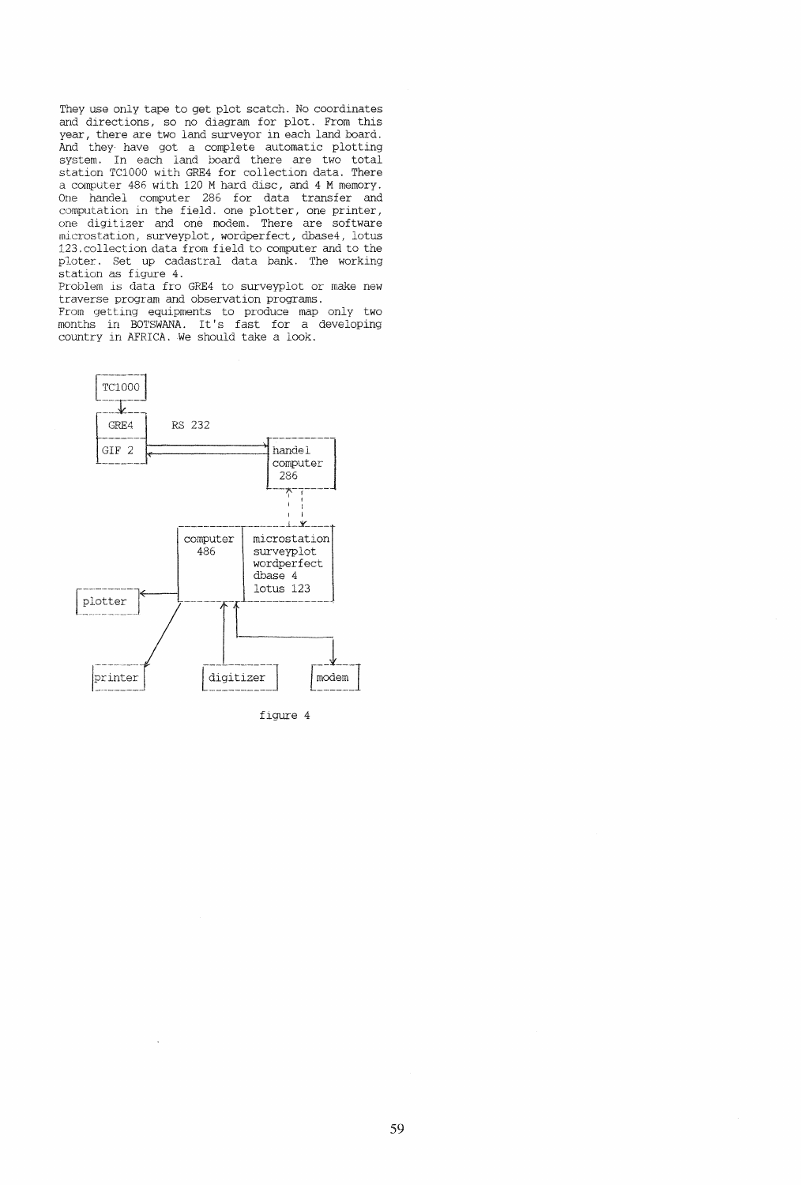They use only tape to get plot scatch. No coordinates and directions, so no diagram for plot. From this year, there are two land surveyor in each land board. And they have got a complete automatic plotting system. In each land board there are two total station TC1000 with GRE4 for collection data. There a computer 486 with 120 M hard disc, and 4 M memory. One handel computer 286 for data transfer and computation in the field. one plotter, one printer, one digitizer and one modem. There are software microstation, surveyplot, wordperfect, dbase4, lotus 123.collection data from field to computer and to the ploter. Set up cadastral data bank. The working station as figure 4.

Problem is data fro GRE4 to surveyplot or make new traverse program and observation programs.

From getting equipments to produce map only two months in BOTSWANA. It's fast for a developing country in AFRICA. We should take a look.

TC1000

GRE4

GIF 2

RS 232

handel computer 286

computer 486

microstation
surveyplot
wordperfect
dbase 4
lotus 123

plotter

printer

digitizer

modem

figure 4